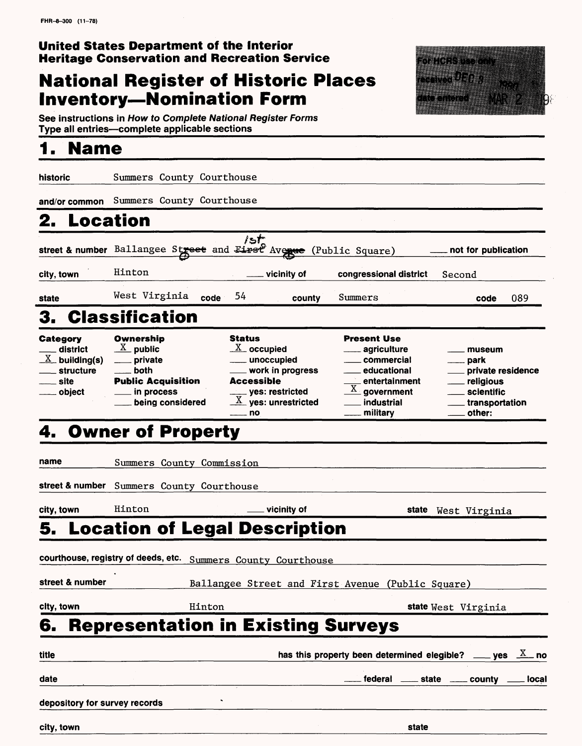FHR-8-300 (11-78)

**United States Department of the Interior**
**Heritage Conservation and Recreation Service**

# National Register of Historic Places Inventory—Nomination Form

For HCRS use only
received DEC 8 1980
date entered MAR 2 198

See instructions in *How to Complete National Register Forms*
Type all entries—complete applicable sections

## 1. Name

historic: Summers County Courthouse

and/or common: Summers County Courthouse

## 2. Location

street & number: Ballangee St. and 1st Ave. (Public Square) — not for publication

city, town: Hinton — vicinity of — congressional district: Second

state: West Virginia — code: 54 — county: Summers — code: 089

## 3. Classification

| Category | Ownership | Status | Present Use | |
|---|---|---|---|---|
| ___ district | X public | X occupied | ___ agriculture | ___ museum |
| X building(s) | ___ private | ___ unoccupied | ___ commercial | ___ park |
| ___ structure | ___ both | ___ work in progress | ___ educational | ___ private residence |
| ___ site | **Public Acquisition** | **Accessible** | ___ entertainment | ___ religious |
| ___ object | ___ in process | ___ yes: restricted | X government | ___ scientific |
| | ___ being considered | X yes: unrestricted | ___ industrial | ___ transportation |
| | | ___ no | ___ military | ___ other: |

## 4. Owner of Property

name: Summers County Commission

street & number: Summers County Courthouse

city, town: Hinton — vicinity of — state: West Virginia

## 5. Location of Legal Description

courthouse, registry of deeds, etc.: Summers County Courthouse

street & number: Ballangee Street and First Avenue (Public Square)

city, town: Hinton — state: West Virginia

## 6. Representation in Existing Surveys

title: — has this property been determined elegible? ___ yes X no

date: — ___ federal ___ state ___ county ___ local

depository for survey records:

city, town: — state: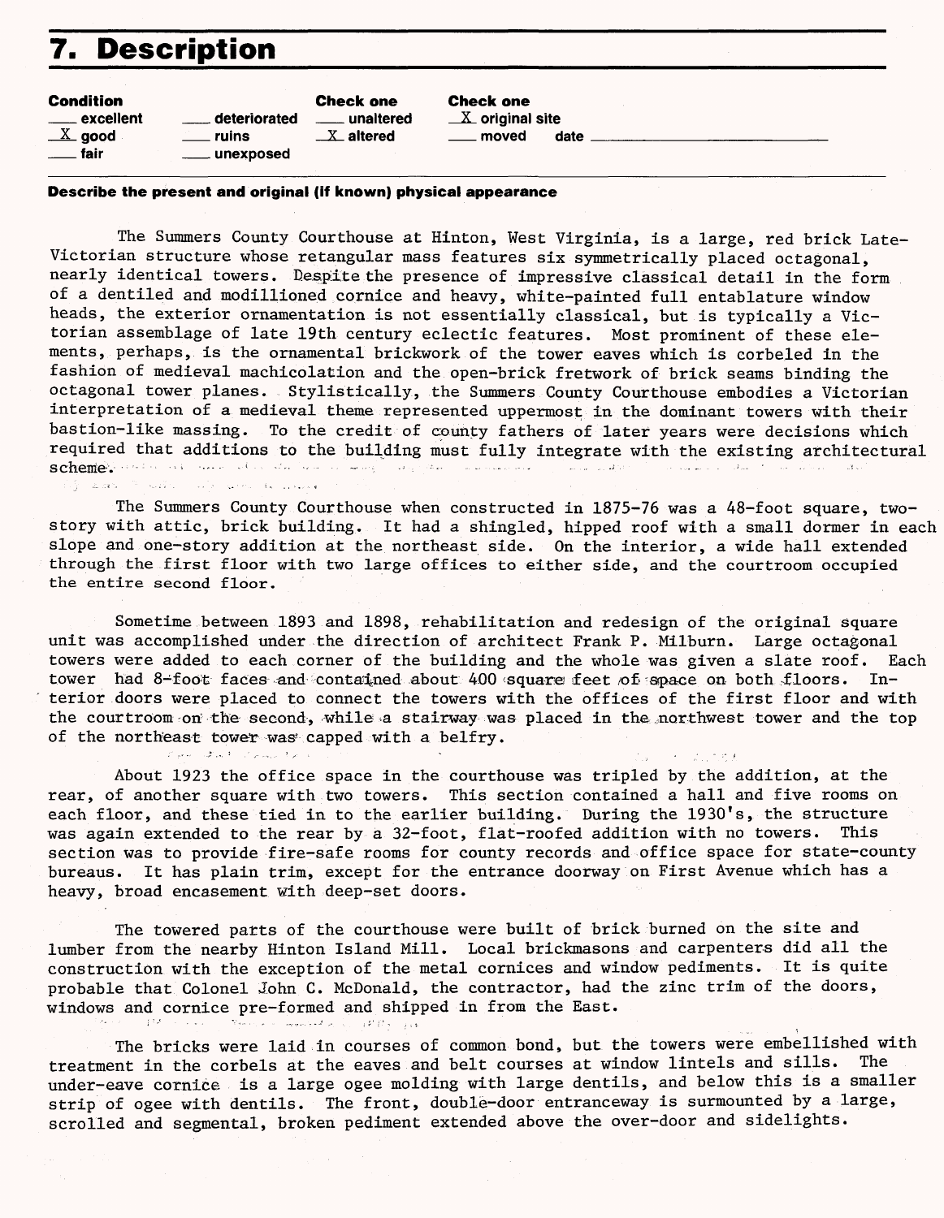# 7. Description

**Condition**
___ excellent
_X_ good
___ fair

___ deteriorated
___ ruins
___ unexposed

**Check one**
___ unaltered
_X_ altered

**Check one**
_X_ original site
___ moved date ___

**Describe the present and original (if known) physical appearance**

The Summers County Courthouse at Hinton, West Virginia, is a large, red brick Late-Victorian structure whose retangular mass features six symmetrically placed octagonal, nearly identical towers. Despite the presence of impressive classical detail in the form of a dentiled and modillioned cornice and heavy, white-painted full entablature window heads, the exterior ornamentation is not essentially classical, but is typically a Victorian assemblage of late 19th century eclectic features. Most prominent of these elements, perhaps, is the ornamental brickwork of the tower eaves which is corbeled in the fashion of medieval machicolation and the open-brick fretwork of brick seams binding the octagonal tower planes. Stylistically, the Summers County Courthouse embodies a Victorian interpretation of a medieval theme represented uppermost in the dominant towers with their bastion-like massing. To the credit of county fathers of later years were decisions which required that additions to the building must fully integrate with the existing architectural scheme.

The Summers County Courthouse when constructed in 1875-76 was a 48-foot square, two-story with attic, brick building. It had a shingled, hipped roof with a small dormer in each slope and one-story addition at the northeast side. On the interior, a wide hall extended through the first floor with two large offices to either side, and the courtroom occupied the entire second floor.

Sometime between 1893 and 1898, rehabilitation and redesign of the original square unit was accomplished under the direction of architect Frank P. Milburn. Large octagonal towers were added to each corner of the building and the whole was given a slate roof. Each tower had 8-foot faces and contained about 400 square feet of space on both floors. Interior doors were placed to connect the towers with the offices of the first floor and with the courtroom on the second, while a stairway was placed in the northwest tower and the top of the northeast tower was capped with a belfry.

About 1923 the office space in the courthouse was tripled by the addition, at the rear, of another square with two towers. This section contained a hall and five rooms on each floor, and these tied in to the earlier building. During the 1930's, the structure was again extended to the rear by a 32-foot, flat-roofed addition with no towers. This section was to provide fire-safe rooms for county records and office space for state-county bureaus. It has plain trim, except for the entrance doorway on First Avenue which has a heavy, broad encasement with deep-set doors.

The towered parts of the courthouse were built of brick burned on the site and lumber from the nearby Hinton Island Mill. Local brickmasons and carpenters did all the construction with the exception of the metal cornices and window pediments. It is quite probable that Colonel John C. McDonald, the contractor, had the zinc trim of the doors, windows and cornice pre-formed and shipped in from the East.

The bricks were laid in courses of common bond, but the towers were embellished with treatment in the corbels at the eaves and belt courses at window lintels and sills. The under-eave cornice is a large ogee molding with large dentils, and below this is a smaller strip of ogee with dentils. The front, double-door entranceway is surmounted by a large, scrolled and segmental, broken pediment extended above the over-door and sidelights.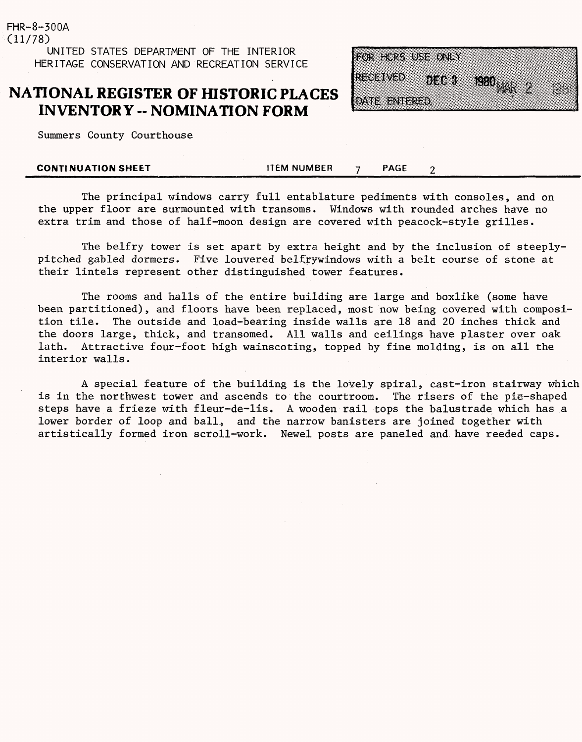FHR-8-300A
(11/78)

UNITED STATES DEPARTMENT OF THE INTERIOR
HERITAGE CONSERVATION AND RECREATION SERVICE

# NATIONAL REGISTER OF HISTORIC PLACES INVENTORY -- NOMINATION FORM

FOR HCRS USE ONLY
RECEIVED DEC 3 1980
DATE ENTERED MAR 2 1981

Summers County Courthouse

**CONTINUATION SHEET** ITEM NUMBER 7 PAGE 2

The principal windows carry full entablature pediments with consoles, and on the upper floor are surmounted with transoms. Windows with rounded arches have no extra trim and those of half-moon design are covered with peacock-style grilles.

The belfry tower is set apart by extra height and by the inclusion of steeply-pitched gabled dormers. Five louvered belfrywindows with a belt course of stone at their lintels represent other distinguished tower features.

The rooms and halls of the entire building are large and boxlike (some have been partitioned), and floors have been replaced, most now being covered with composition tile. The outside and load-bearing inside walls are 18 and 20 inches thick and the doors large, thick, and transomed. All walls and ceilings have plaster over oak lath. Attractive four-foot high wainscoting, topped by fine molding, is on all the interior walls.

A special feature of the building is the lovely spiral, cast-iron stairway which is in the northwest tower and ascends to the courtroom. The risers of the pie-shaped steps have a frieze with fleur-de-lis. A wooden rail tops the balustrade which has a lower border of loop and ball, and the narrow banisters are joined together with artistically formed iron scroll-work. Newel posts are paneled and have reeded caps.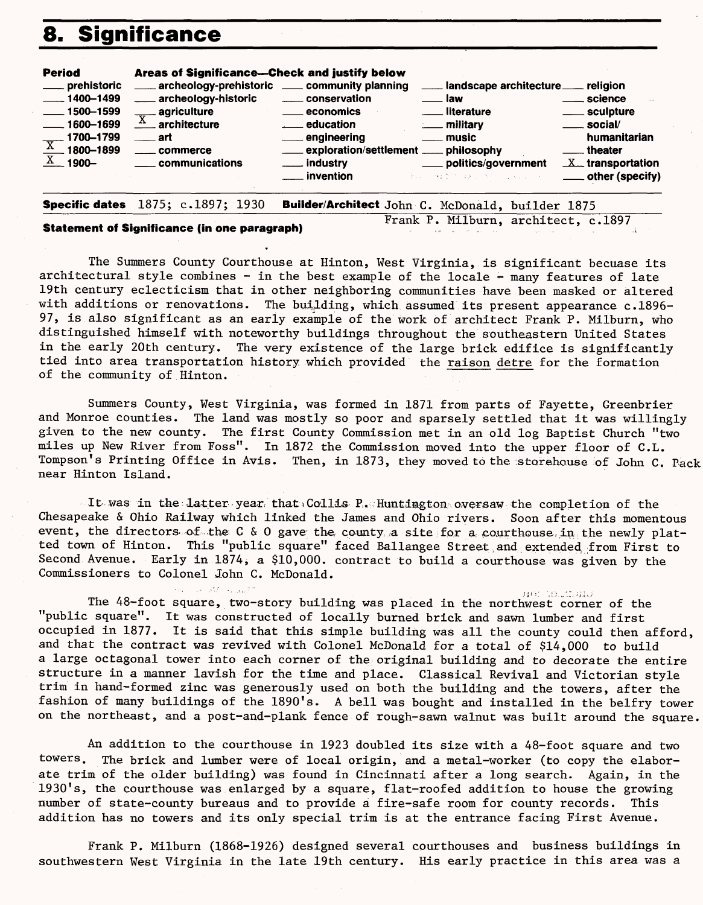# 8. Significance

| Period | Areas of Significance—Check and justify below | | | |
|---|---|---|---|---|
| ___ prehistoric | ___ archeology-prehistoric | ___ community planning | ___ landscape architecture | ___ religion |
| ___ 1400–1499 | ___ archeology-historic | ___ conservation | ___ law | ___ science |
| ___ 1500–1599 | ___ agriculture | ___ economics | ___ literature | ___ sculpture |
| ___ 1600–1699 | _X_ architecture | ___ education | ___ military | ___ social/ humanitarian |
| ___ 1700–1799 | ___ art | ___ engineering | ___ music | ___ theater |
| _X_ 1800–1899 | ___ commerce | ___ exploration/settlement | ___ philosophy | _X_ transportation |
| _X_ 1900– | ___ communications | ___ industry | ___ politics/government | ___ other (specify) |
| | | ___ invention | | |

**Specific dates** 1875; c.1897; 1930 **Builder/Architect** John C. McDonald, builder 1875
Frank P. Milburn, architect, c.1897

**Statement of Significance (in one paragraph)**

The Summers County Courthouse at Hinton, West Virginia, is significant becuase its architectural style combines - in the best example of the locale - many features of late 19th century eclecticism that in other neighboring communities have been masked or altered with additions or renovations. The building, which assumed its present appearance c.1896-97, is also significant as an early example of the work of architect Frank P. Milburn, who distinguished himself with noteworthy buildings throughout the southeastern United States in the early 20th century. The very existence of the large brick edifice is significantly tied into area transportation history which provided the raison detre for the formation of the community of Hinton.

Summers County, West Virginia, was formed in 1871 from parts of Fayette, Greenbrier and Monroe counties. The land was mostly so poor and sparsely settled that it was willingly given to the new county. The first County Commission met in an old log Baptist Church "two miles up New River from Foss". In 1872 the Commission moved into the upper floor of C.L. Tompson's Printing Office in Avis. Then, in 1873, they moved to the storehouse of John C. Pack near Hinton Island.

It was in the latter year that Collis P. Huntington oversaw the completion of the Chesapeake & Ohio Railway which linked the James and Ohio rivers. Soon after this momentous event, the directors of the C & O gave the county a site for a courthouse in the newly platted town of Hinton. This "public square" faced Ballangee Street and extended from First to Second Avenue. Early in 1874, a $10,000. contract to build a courthouse was given by the Commissioners to Colonel John C. McDonald.

The 48-foot square, two-story building was placed in the northwest corner of the "public square". It was constructed of locally burned brick and sawn lumber and first occupied in 1877. It is said that this simple building was all the county could then afford, and that the contract was revived with Colonel McDonald for a total of $14,000 to build a large octagonal tower into each corner of the original building and to decorate the entire structure in a manner lavish for the time and place. Classical Revival and Victorian style trim in hand-formed zinc was generously used on both the building and the towers, after the fashion of many buildings of the 1890's. A bell was bought and installed in the belfry tower on the northeast, and a post-and-plank fence of rough-sawn walnut was built around the square.

An addition to the courthouse in 1923 doubled its size with a 48-foot square and two towers. The brick and lumber were of local origin, and a metal-worker (to copy the elaborate trim of the older building) was found in Cincinnati after a long search. Again, in the 1930's, the courthouse was enlarged by a square, flat-roofed addition to house the growing number of state-county bureaus and to provide a fire-safe room for county records. This addition has no towers and its only special trim is at the entrance facing First Avenue.

Frank P. Milburn (1868-1926) designed several courthouses and business buildings in southwestern West Virginia in the late 19th century. His early practice in this area was a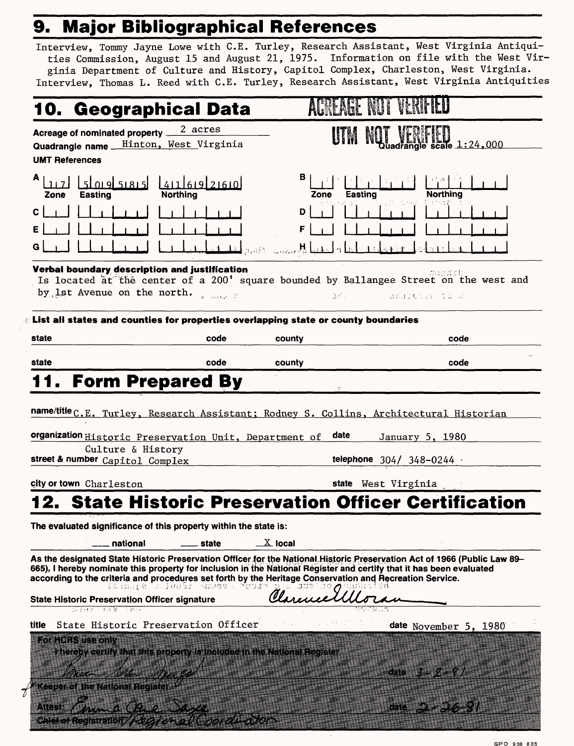## 9. Major Bibliographical References

Interview, Tommy Jayne Lowe with C.E. Turley, Research Assistant, West Virginia Antiquities Commission, August 15 and August 21, 1975. Information on file with the West Virginia Department of Culture and History, Capitol Complex, Charleston, West Virginia.
Interview, Thomas L. Reed with C.E. Turley, Research Assistant, West Virginia Antiquities

## 10. Geographical Data

ACREAGE NOT VERIFIED

UTM NOT VERIFIED

Acreage of nominated property 2 acres

Quadrangle name Hinton, West Virginia

Quadrangle scale 1:24,000

UMT References

| | Zone | Easting | Northing | | Zone | Easting | Northing |
|---|---|---|---|---|---|---|---|
| A | 17 | 509585 | 4169260 | B | | | |
| C | | | | D | | | |
| E | | | | F | | | |
| G | | | | H | | | |

**Verbal boundary description and justification**

Is located at the center of a 200' square bounded by Ballangee Street on the west and by 1st Avenue on the north.

**List all states and counties for properties overlapping state or county boundaries**

| state | code | county | code |
|---|---|---|---|
| state | code | county | code |

## 11. Form Prepared By

name/title C.E. Turley, Research Assistant; Rodney S. Collins, Architectural Historian

organization Historic Preservation Unit, Department of Culture & History

date January 5, 1980

street & number Capitol Complex

telephone 304/ 348-0244

city or town Charleston

state West Virginia

## 12. State Historic Preservation Officer Certification

The evaluated significance of this property within the state is:

___ national ___ state X local

As the designated State Historic Preservation Officer for the National Historic Preservation Act of 1966 (Public Law 89-665), I hereby nominate this property for inclusion in the National Register and certify that it has been evaluated according to the criteria and procedures set forth by the Heritage Conservation and Recreation Service.

State Historic Preservation Officer signature *Clarence Moran*

title State Historic Preservation Officer

date November 5, 1980

For HCRS use only

I hereby certify that this property is included in the National Register

*[signature]* date 3-2-81

Keeper of the National Register

Attest: *Emma Jane Saxe* date 2-26-81

Chief of Registration / *Regional Coordinator*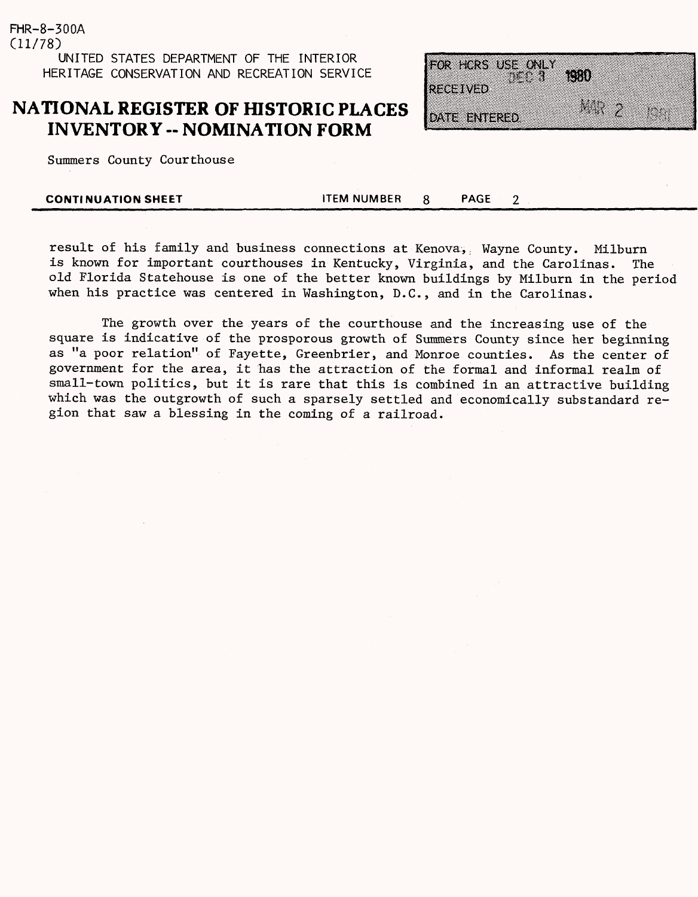Summers County Courthouse

**CONTINUATION SHEET** ITEM NUMBER 8 PAGE 2

result of his family and business connections at Kenova, Wayne County. Milburn is known for important courthouses in Kentucky, Virginia, and the Carolinas. The old Florida Statehouse is one of the better known buildings by Milburn in the period when his practice was centered in Washington, D.C., and in the Carolinas.

The growth over the years of the courthouse and the increasing use of the square is indicative of the prosporous growth of Summers County since her beginning as "a poor relation" of Fayette, Greenbrier, and Monroe counties. As the center of government for the area, it has the attraction of the formal and informal realm of small-town politics, but it is rare that this is combined in an attractive building which was the outgrowth of such a sparsely settled and economically substandard region that saw a blessing in the coming of a railroad.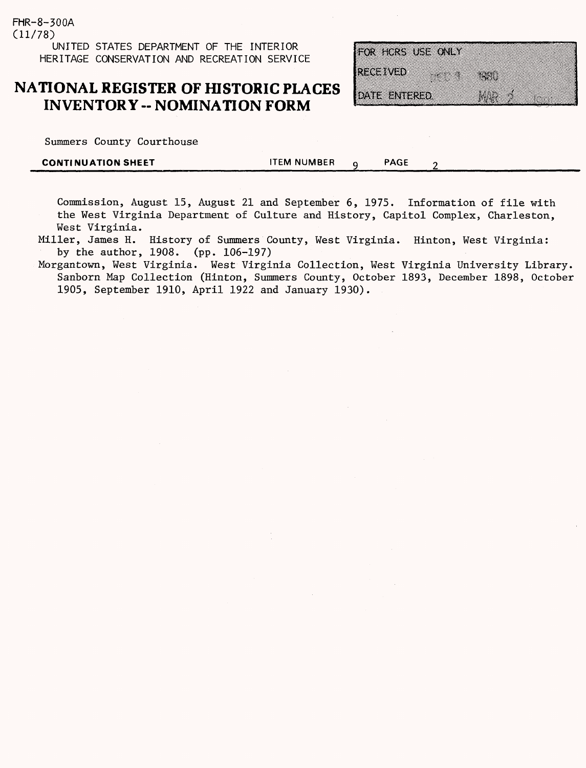FHR-8-300A
(11/78)

UNITED STATES DEPARTMENT OF THE INTERIOR
HERITAGE CONSERVATION AND RECREATION SERVICE

# NATIONAL REGISTER OF HISTORIC PLACES INVENTORY -- NOMINATION FORM

FOR HCRS USE ONLY
RECEIVED 1980
DATE ENTERED MAR 5

Summers County Courthouse

**CONTINUATION SHEET** ITEM NUMBER 9 PAGE 2

Commission, August 15, August 21 and September 6, 1975. Information of file with the West Virginia Department of Culture and History, Capitol Complex, Charleston, West Virginia.

Miller, James H. History of Summers County, West Virginia. Hinton, West Virginia: by the author, 1908. (pp. 106-197)

Morgantown, West Virginia. West Virginia Collection, West Virginia University Library. Sanborn Map Collection (Hinton, Summers County, October 1893, December 1898, October 1905, September 1910, April 1922 and January 1930).